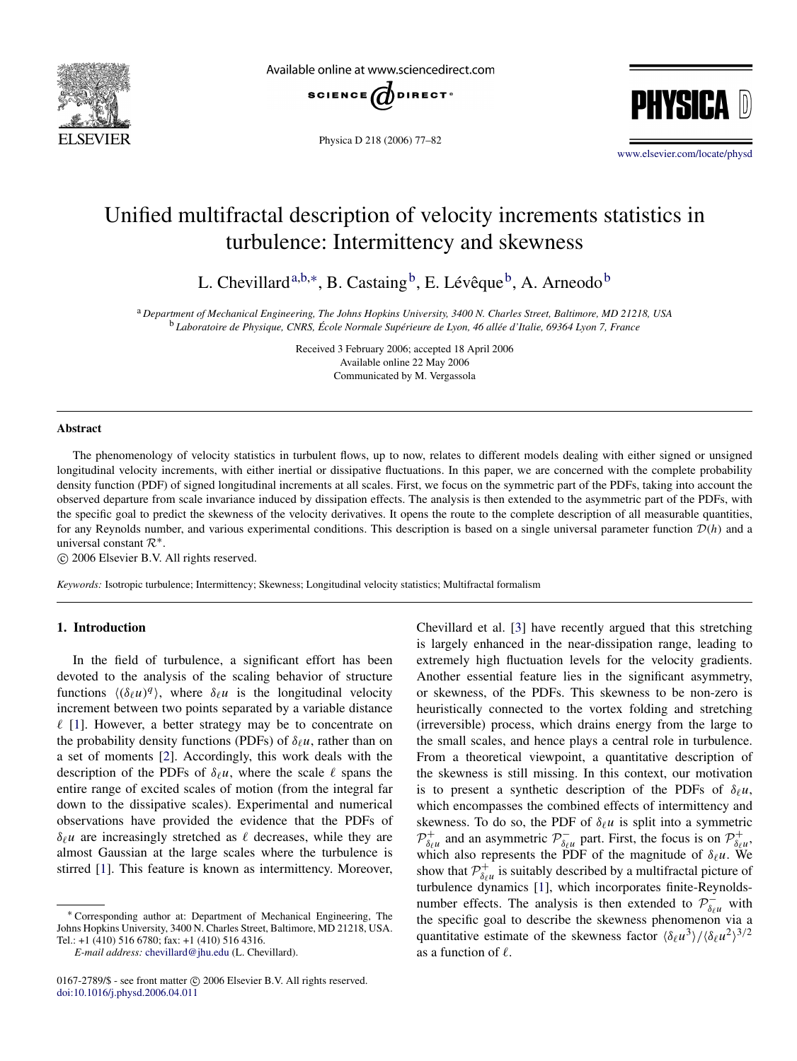# Unified multifractal description of velocity increments statistics in turbulence: Intermittency and skewness

L. Chevillard [a,b,*], B. Castaing [b], E. Lévêque [b], A. Arneodo [b]

[a] *Department of Mechanical Engineering, The Johns Hopkins University, 3400 N. Charles Street, Baltimore, MD 21218, USA*
[b] *Laboratoire de Physique, CNRS, École Normale Supérieure de Lyon, 46 allée d'Italie, 69364 Lyon 7, France*

Received 3 February 2006; accepted 18 April 2006
Available online 22 May 2006
Communicated by M. Vergassola

## Abstract

The phenomenology of velocity statistics in turbulent flows, up to now, relates to different models dealing with either signed or unsigned longitudinal velocity increments, with either inertial or dissipative fluctuations. In this paper, we are concerned with the complete probability density function (PDF) of signed longitudinal increments at all scales. First, we focus on the symmetric part of the PDFs, taking into account the observed departure from scale invariance induced by dissipation effects. The analysis is then extended to the asymmetric part of the PDFs, with the specific goal to predict the skewness of the velocity derivatives. It opens the route to the complete description of all measurable quantities, for any Reynolds number, and various experimental conditions. This description is based on a single universal parameter function $\mathcal{D}(h)$ and a universal constant $\mathcal{R}^*$.

© 2006 Elsevier B.V. All rights reserved.

*Keywords:* Isotropic turbulence; Intermittency; Skewness; Longitudinal velocity statistics; Multifractal formalism

## 1. Introduction

In the field of turbulence, a significant effort has been devoted to the analysis of the scaling behavior of structure functions $\langle(\delta_\ell u)^q\rangle$, where $\delta_\ell u$ is the longitudinal velocity increment between two points separated by a variable distance $\ell$ [1]. However, a better strategy may be to concentrate on the probability density functions (PDFs) of $\delta_\ell u$, rather than on a set of moments [2]. Accordingly, this work deals with the description of the PDFs of $\delta_\ell u$, where the scale $\ell$ spans the entire range of excited scales of motion (from the integral far down to the dissipative scales). Experimental and numerical observations have provided the evidence that the PDFs of $\delta_\ell u$ are increasingly stretched as $\ell$ decreases, while they are almost Gaussian at the large scales where the turbulence is stirred [1]. This feature is known as intermittency. Moreover, Chevillard et al. [3] have recently argued that this stretching is largely enhanced in the near-dissipation range, leading to extremely high fluctuation levels for the velocity gradients. Another essential feature lies in the significant asymmetry, or skewness, of the PDFs. This skewness to be non-zero is heuristically connected to the vortex folding and stretching (irreversible) process, which drains energy from the large to the small scales, and hence plays a central role in turbulence. From a theoretical viewpoint, a quantitative description of the skewness is still missing. In this context, our motivation is to present a synthetic description of the PDFs of $\delta_\ell u$, which encompasses the combined effects of intermittency and skewness. To do so, the PDF of $\delta_\ell u$ is split into a symmetric $\mathcal{P}^+_{\delta_\ell u}$ and an asymmetric $\mathcal{P}^-_{\delta_\ell u}$ part. First, the focus is on $\mathcal{P}^+_{\delta_\ell u}$, which also represents the PDF of the magnitude of $\delta_\ell u$. We show that $\mathcal{P}^+_{\delta_\ell u}$ is suitably described by a multifractal picture of turbulence dynamics [1], which incorporates finite-Reynolds-number effects. The analysis is then extended to $\mathcal{P}^-_{\delta_\ell u}$ with the specific goal to describe the skewness phenomenon via a quantitative estimate of the skewness factor $\langle\delta_\ell u^3\rangle/\langle\delta_\ell u^2\rangle^{3/2}$ as a function of $\ell$.

* Corresponding author at: Department of Mechanical Engineering, The Johns Hopkins University, 3400 N. Charles Street, Baltimore, MD 21218, USA. Tel.: +1 (410) 516 6780; fax: +1 (410) 516 4316.
*E-mail address:* chevillard@jhu.edu (L. Chevillard).

0167-2789/$ - see front matter © 2006 Elsevier B.V. All rights reserved.
doi:10.1016/j.physd.2006.04.011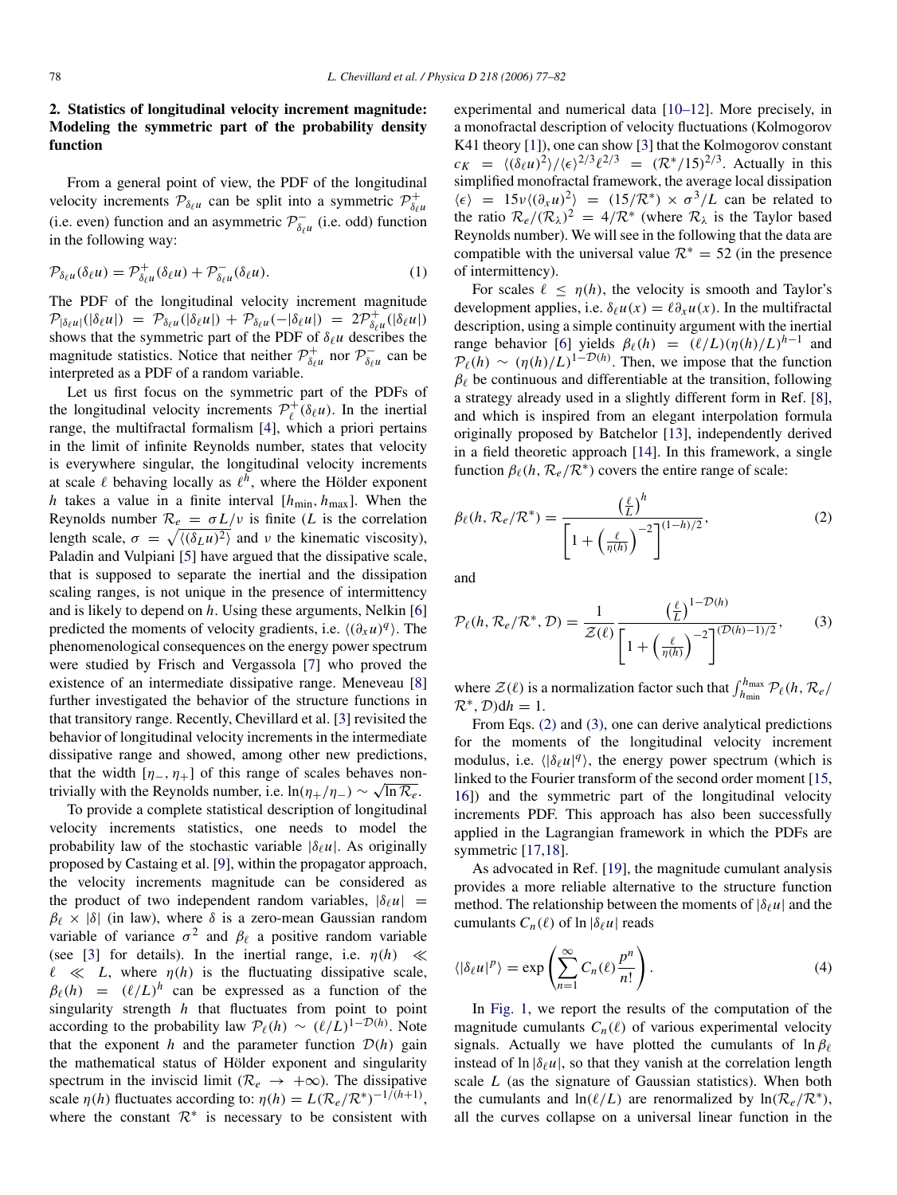## 2. Statistics of longitudinal velocity increment magnitude: Modeling the symmetric part of the probability density function

From a general point of view, the PDF of the longitudinal velocity increments $\mathcal{P}_{\delta_\ell u}$ can be split into a symmetric $\mathcal{P}^+_{\delta_\ell u}$ (i.e. even) function and an asymmetric $\mathcal{P}^-_{\delta_\ell u}$ (i.e. odd) function in the following way:

$$\mathcal{P}_{\delta_\ell u}(\delta_\ell u) = \mathcal{P}^+_{\delta_\ell u}(\delta_\ell u) + \mathcal{P}^-_{\delta_\ell u}(\delta_\ell u). \tag{1}$$

The PDF of the longitudinal velocity increment magnitude $\mathcal{P}_{|\delta_\ell u|}(|\delta_\ell u|) = \mathcal{P}_{\delta_\ell u}(|\delta_\ell u|) + \mathcal{P}_{\delta_\ell u}(-|\delta_\ell u|) = 2\mathcal{P}^+_{\delta_\ell u}(|\delta_\ell u|)$ shows that the symmetric part of the PDF of $\delta_\ell u$ describes the magnitude statistics. Notice that neither $\mathcal{P}^+_{\delta_\ell u}$ nor $\mathcal{P}^-_{\delta_\ell u}$ can be interpreted as a PDF of a random variable.

Let us first focus on the symmetric part of the PDFs of the longitudinal velocity increments $\mathcal{P}^+_\ell(\delta_\ell u)$. In the inertial range, the multifractal formalism [4], which a priori pertains in the limit of infinite Reynolds number, states that velocity is everywhere singular, the longitudinal velocity increments at scale $\ell$ behaving locally as $\ell^h$, where the Hölder exponent $h$ takes a value in a finite interval $[h_{\min}, h_{\max}]$. When the Reynolds number $\mathcal{R}_e = \sigma L/\nu$ is finite ($L$ is the correlation length scale, $\sigma = \sqrt{\langle(\delta_L u)^2\rangle}$ and $\nu$ the kinematic viscosity), Paladin and Vulpiani [5] have argued that the dissipative scale, that is supposed to separate the inertial and the dissipation scaling ranges, is not unique in the presence of intermittency and is likely to depend on $h$. Using these arguments, Nelkin [6] predicted the moments of velocity gradients, i.e. $\langle(\partial_x u)^q\rangle$. The phenomenological consequences on the energy power spectrum were studied by Frisch and Vergassola [7] who proved the existence of an intermediate dissipative range. Meneveau [8] further investigated the behavior of the structure functions in that transitory range. Recently, Chevillard et al. [3] revisited the behavior of longitudinal velocity increments in the intermediate dissipative range and showed, among other new predictions, that the width $[\eta_-, \eta_+]$ of this range of scales behaves non-trivially with the Reynolds number, i.e. $\ln(\eta_+/\eta_-) \sim \sqrt{\ln \mathcal{R}_e}$.

To provide a complete statistical description of longitudinal velocity increments statistics, one needs to model the probability law of the stochastic variable $|\delta_\ell u|$. As originally proposed by Castaing et al. [9], within the propagator approach, the velocity increments magnitude can be considered as the product of two independent random variables, $|\delta_\ell u| = \beta_\ell \times |\delta|$ (in law), where $\delta$ is a zero-mean Gaussian random variable of variance $\sigma^2$ and $\beta_\ell$ a positive random variable (see [3] for details). In the inertial range, i.e. $\eta(h) \ll \ell \ll L$, where $\eta(h)$ is the fluctuating dissipative scale, $\beta_\ell(h) = (\ell/L)^h$ can be expressed as a function of the singularity strength $h$ that fluctuates from point to point according to the probability law $\mathcal{P}_\ell(h) \sim (\ell/L)^{1-\mathcal{D}(h)}$. Note that the exponent $h$ and the parameter function $\mathcal{D}(h)$ gain the mathematical status of Hölder exponent and singularity spectrum in the inviscid limit ($\mathcal{R}_e \to +\infty$). The dissipative scale $\eta(h)$ fluctuates according to: $\eta(h) = L(\mathcal{R}_e/\mathcal{R}^*)^{-1/(h+1)}$, where the constant $\mathcal{R}^*$ is necessary to be consistent with experimental and numerical data [10–12]. More precisely, in a monofractal description of velocity fluctuations (Kolmogorov K41 theory [1]), one can show [3] that the Kolmogorov constant $c_K = \langle(\delta_\ell u)^2\rangle/\langle\epsilon\rangle^{2/3}\ell^{2/3} = (\mathcal{R}^*/15)^{2/3}$. Actually in this simplified monofractal framework, the average local dissipation $\langle\epsilon\rangle = 15\nu\langle(\partial_x u)^2\rangle = (15/\mathcal{R}^*) \times \sigma^3/L$ can be related to the ratio $\mathcal{R}_e/(\mathcal{R}_\lambda)^2 = 4/\mathcal{R}^*$ (where $\mathcal{R}_\lambda$ is the Taylor based Reynolds number). We will see in the following that the data are compatible with the universal value $\mathcal{R}^* = 52$ (in the presence of intermittency).

For scales $\ell \le \eta(h)$, the velocity is smooth and Taylor's development applies, i.e. $\delta_\ell u(x) = \ell\partial_x u(x)$. In the multifractal description, using a simple continuity argument with the inertial range behavior [6] yields $\beta_\ell(h) = (\ell/L)(\eta(h)/L)^{h-1}$ and $\mathcal{P}_\ell(h) \sim (\eta(h)/L)^{1-\mathcal{D}(h)}$. Then, we impose that the function $\beta_\ell$ be continuous and differentiable at the transition, following a strategy already used in a slightly different form in Ref. [8], and which is inspired from an elegant interpolation formula originally proposed by Batchelor [13], independently derived in a field theoretic approach [14]. In this framework, a single function $\beta_\ell(h, \mathcal{R}_e/\mathcal{R}^*)$ covers the entire range of scale:

$$\beta_\ell(h, \mathcal{R}_e/\mathcal{R}^*) = \frac{\left(\frac{\ell}{L}\right)^h}{\left[1 + \left(\frac{\ell}{\eta(h)}\right)^{-2}\right]^{(1-h)/2}}, \tag{2}$$

and

$$\mathcal{P}_\ell(h, \mathcal{R}_e/\mathcal{R}^*, \mathcal{D}) = \frac{1}{\mathcal{Z}(\ell)} \frac{\left(\frac{\ell}{L}\right)^{1-\mathcal{D}(h)}}{\left[1 + \left(\frac{\ell}{\eta(h)}\right)^{-2}\right]^{(\mathcal{D}(h)-1)/2}}, \tag{3}$$

where $\mathcal{Z}(\ell)$ is a normalization factor such that $\int_{h_{\min}}^{h_{\max}} \mathcal{P}_\ell(h, \mathcal{R}_e/\mathcal{R}^*, \mathcal{D})\mathrm{d}h = 1$.

From Eqs. (2) and (3), one can derive analytical predictions for the moments of the longitudinal velocity increment modulus, i.e. $\langle|\delta_\ell u|^q\rangle$, the energy power spectrum (which is linked to the Fourier transform of the second order moment [15,16]) and the symmetric part of the longitudinal velocity increments PDF. This approach has also been successfully applied in the Lagrangian framework in which the PDFs are symmetric [17,18].

As advocated in Ref. [19], the magnitude cumulant analysis provides a more reliable alternative to the structure function method. The relationship between the moments of $|\delta_\ell u|$ and the cumulants $C_n(\ell)$ of $\ln|\delta_\ell u|$ reads

$$\langle|\delta_\ell u|^p\rangle = \exp\left(\sum_{n=1}^{\infty} C_n(\ell)\frac{p^n}{n!}\right). \tag{4}$$

In Fig. 1, we report the results of the computation of the magnitude cumulants $C_n(\ell)$ of various experimental velocity signals. Actually we have plotted the cumulants of $\ln\beta_\ell$ instead of $\ln|\delta_\ell u|$, so that they vanish at the correlation length scale $L$ (as the signature of Gaussian statistics). When both the cumulants and $\ln(\ell/L)$ are renormalized by $\ln(\mathcal{R}_e/\mathcal{R}^*)$, all the curves collapse on a universal linear function in the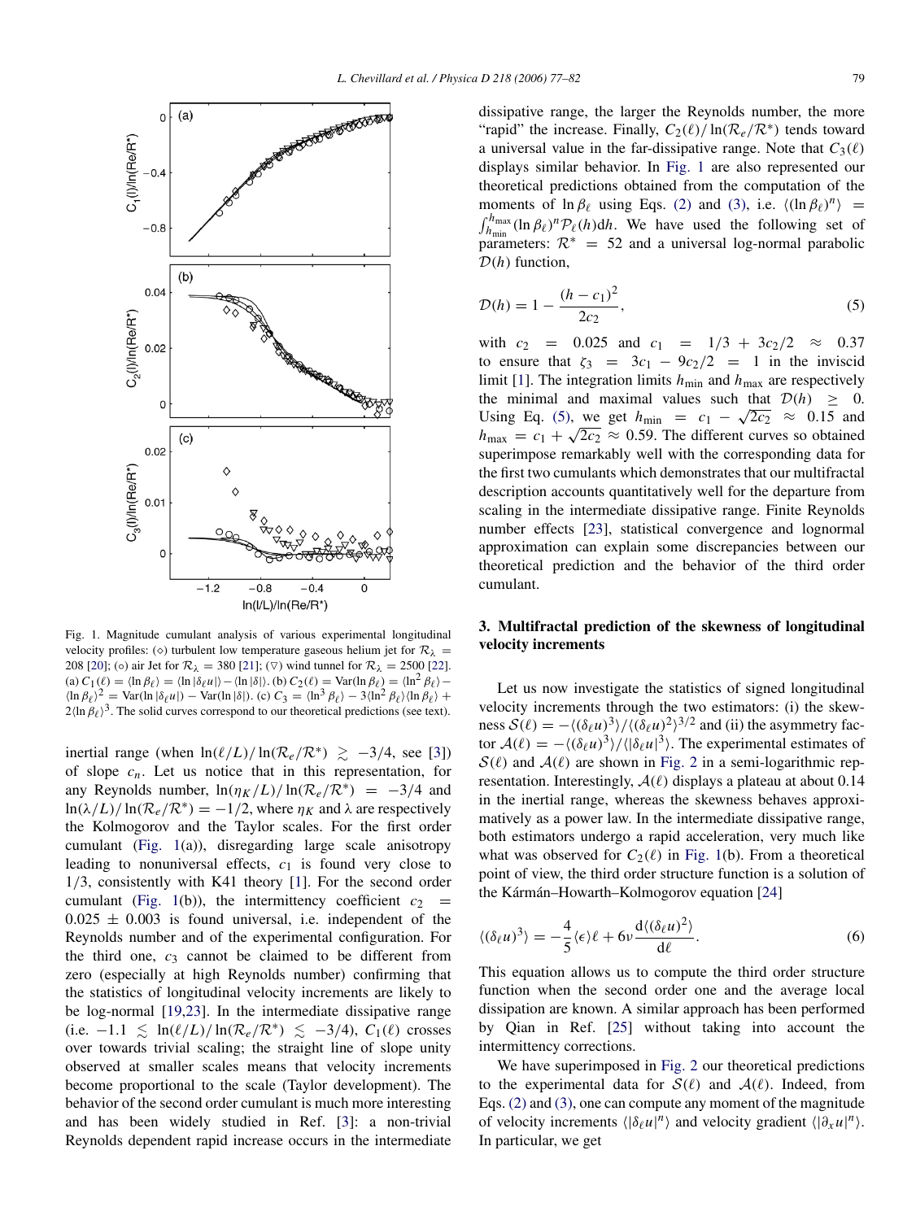Fig. 1. Magnitude cumulant analysis of various experimental longitudinal velocity profiles: (◇) turbulent low temperature gaseous helium jet for $\mathcal{R}_\lambda = 208$ [20]; (○) air Jet for $\mathcal{R}_\lambda = 380$ [21]; (▽) wind tunnel for $\mathcal{R}_\lambda = 2500$ [22]. (a) $C_1(\ell) = \langle \ln \beta_\ell \rangle = \langle \ln |\delta_\ell u| \rangle - \langle \ln |\delta| \rangle$. (b) $C_2(\ell) = \mathrm{Var}(\ln \beta_\ell) = \langle \ln^2 \beta_\ell \rangle - \langle \ln \beta_\ell \rangle^2 = \mathrm{Var}(\ln |\delta_\ell u|) - \mathrm{Var}(\ln |\delta|)$. (c) $C_3 = \langle \ln^3 \beta_\ell \rangle - 3\langle \ln^2 \beta_\ell \rangle \langle \ln \beta_\ell \rangle + 2\langle \ln \beta_\ell \rangle^3$. The solid curves correspond to our theoretical predictions (see text).

inertial range (when $\ln(\ell/L)/\ln(\mathcal{R}_e/\mathcal{R}^*) \gtrsim -3/4$, see [3]) of slope $c_n$. Let us notice that in this representation, for any Reynolds number, $\ln(\eta_K/L)/\ln(\mathcal{R}_e/\mathcal{R}^*) = -3/4$ and $\ln(\lambda/L)/\ln(\mathcal{R}_e/\mathcal{R}^*) = -1/2$, where $\eta_K$ and $\lambda$ are respectively the Kolmogorov and the Taylor scales. For the first order cumulant (Fig. 1(a)), disregarding large scale anisotropy leading to nonuniversal effects, $c_1$ is found very close to $1/3$, consistently with K41 theory [1]. For the second order cumulant (Fig. 1(b)), the intermittency coefficient $c_2 = 0.025 \pm 0.003$ is found universal, i.e. independent of the Reynolds number and of the experimental configuration. For the third one, $c_3$ cannot be claimed to be different from zero (especially at high Reynolds number) confirming that the statistics of longitudinal velocity increments are likely to be log-normal [19,23]. In the intermediate dissipative range (i.e. $-1.1 \lesssim \ln(\ell/L)/\ln(\mathcal{R}_e/\mathcal{R}^*) \lesssim -3/4$), $C_1(\ell)$ crosses over towards trivial scaling; the straight line of slope unity observed at smaller scales means that velocity increments become proportional to the scale (Taylor development). The behavior of the second order cumulant is much more interesting and has been widely studied in Ref. [3]: a non-trivial Reynolds dependent rapid increase occurs in the intermediate dissipative range, the larger the Reynolds number, the more "rapid" the increase. Finally, $C_2(\ell)/\ln(\mathcal{R}_e/\mathcal{R}^*)$ tends toward a universal value in the far-dissipative range. Note that $C_3(\ell)$ displays similar behavior. In Fig. 1 are also represented our theoretical predictions obtained from the computation of the moments of $\ln \beta_\ell$ using Eqs. (2) and (3), i.e. $\langle (\ln \beta_\ell)^n \rangle = \int_{h_{\min}}^{h_{\max}} (\ln \beta_\ell)^n \mathcal{P}_\ell(h) \mathrm{d}h$. We have used the following set of parameters: $\mathcal{R}^* = 52$ and a universal log-normal parabolic $\mathcal{D}(h)$ function,

$$\mathcal{D}(h) = 1 - \frac{(h - c_1)^2}{2c_2}, \tag{5}$$

with $c_2 = 0.025$ and $c_1 = 1/3 + 3c_2/2 \approx 0.37$ to ensure that $\zeta_3 = 3c_1 - 9c_2/2 = 1$ in the inviscid limit [1]. The integration limits $h_{\min}$ and $h_{\max}$ are respectively the minimal and maximal values such that $\mathcal{D}(h) \geq 0$. Using Eq. (5), we get $h_{\min} = c_1 - \sqrt{2c_2} \approx 0.15$ and $h_{\max} = c_1 + \sqrt{2c_2} \approx 0.59$. The different curves so obtained superimpose remarkably well with the corresponding data for the first two cumulants which demonstrates that our multifractal description accounts quantitatively well for the departure from scaling in the intermediate dissipative range. Finite Reynolds number effects [23], statistical convergence and lognormal approximation can explain some discrepancies between our theoretical prediction and the behavior of the third order cumulant.

## 3. Multifractal prediction of the skewness of longitudinal velocity increments

Let us now investigate the statistics of signed longitudinal velocity increments through the two estimators: (i) the skewness $\mathcal{S}(\ell) = -\langle (\delta_\ell u)^3 \rangle / \langle (\delta_\ell u)^2 \rangle^{3/2}$ and (ii) the asymmetry factor $\mathcal{A}(\ell) = -\langle (\delta_\ell u)^3 \rangle / \langle |\delta_\ell u|^3 \rangle$. The experimental estimates of $\mathcal{S}(\ell)$ and $\mathcal{A}(\ell)$ are shown in Fig. 2 in a semi-logarithmic representation. Interestingly, $\mathcal{A}(\ell)$ displays a plateau at about 0.14 in the inertial range, whereas the skewness behaves approximatively as a power law. In the intermediate dissipative range, both estimators undergo a rapid acceleration, very much like what was observed for $C_2(\ell)$ in Fig. 1(b). From a theoretical point of view, the third order structure function is a solution of the Kármán–Howarth–Kolmogorov equation [24]

$$\langle (\delta_\ell u)^3 \rangle = -\frac{4}{5} \langle \epsilon \rangle \ell + 6\nu \frac{\mathrm{d}\langle (\delta_\ell u)^2 \rangle}{\mathrm{d}\ell}. \tag{6}$$

This equation allows us to compute the third order structure function when the second order one and the average local dissipation are known. A similar approach has been performed by Qian in Ref. [25] without taking into account the intermittency corrections.

We have superimposed in Fig. 2 our theoretical predictions to the experimental data for $\mathcal{S}(\ell)$ and $\mathcal{A}(\ell)$. Indeed, from Eqs. (2) and (3), one can compute any moment of the magnitude of velocity increments $\langle |\delta_\ell u|^n \rangle$ and velocity gradient $\langle |\partial_x u|^n \rangle$. In particular, we get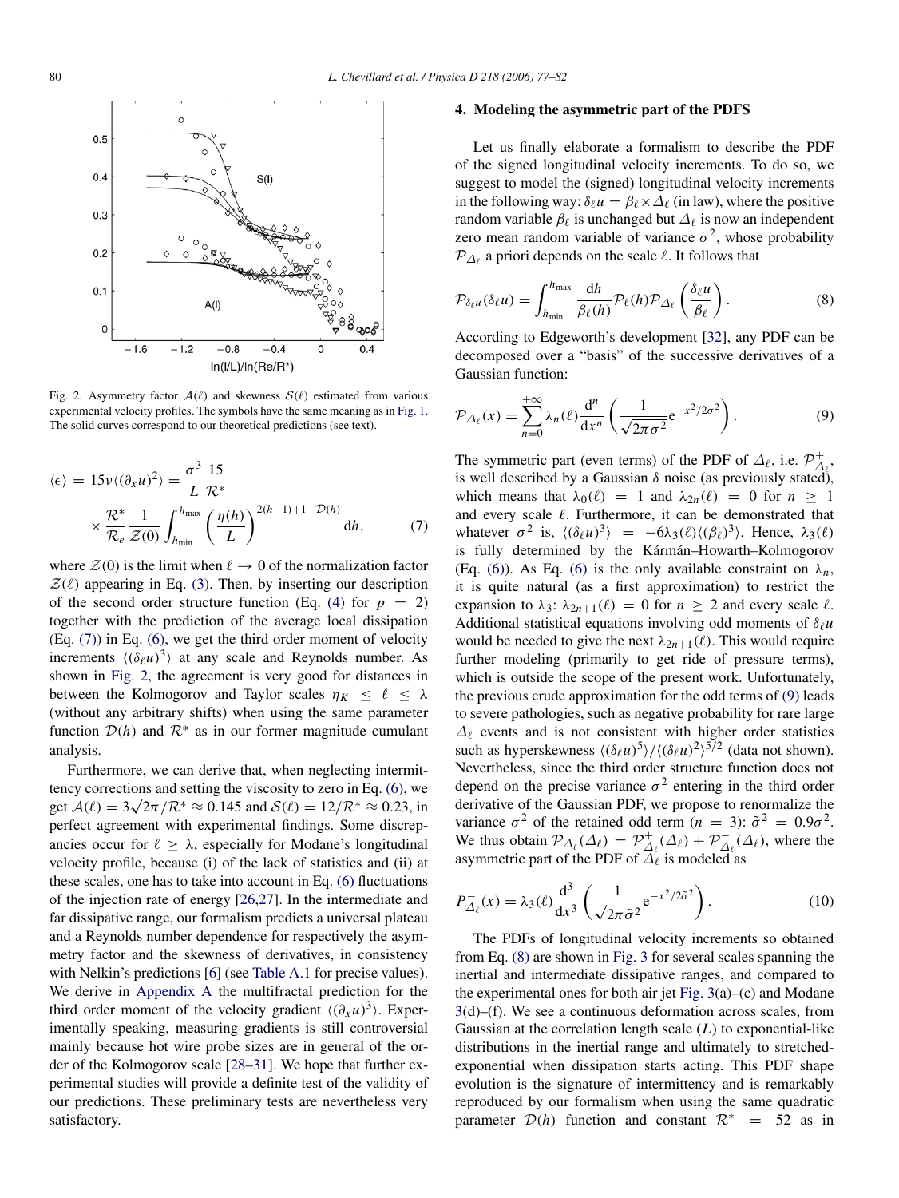Fig. 2. Asymmetry factor $\mathcal{A}(\ell)$ and skewness $\mathcal{S}(\ell)$ estimated from various experimental velocity profiles. The symbols have the same meaning as in Fig. 1. The solid curves correspond to our theoretical predictions (see text).

$$\langle \epsilon \rangle = 15\nu \langle (\partial_x u)^2 \rangle = \frac{\sigma^3}{L} \frac{15}{\mathcal{R}^*} \times \frac{\mathcal{R}^*}{\mathcal{R}_e} \frac{1}{\mathcal{Z}(0)} \int_{h_{\min}}^{h_{\max}} \left( \frac{\eta(h)}{L} \right)^{2(h-1)+1-\mathcal{D}(h)} \mathrm{d}h, \tag{7}$$

where $\mathcal{Z}(0)$ is the limit when $\ell \to 0$ of the normalization factor $\mathcal{Z}(\ell)$ appearing in Eq. (3). Then, by inserting our description of the second order structure function (Eq. (4) for $p = 2$) together with the prediction of the average local dissipation (Eq. (7)) in Eq. (6), we get the third order moment of velocity increments $\langle (\delta_\ell u)^3 \rangle$ at any scale and Reynolds number. As shown in Fig. 2, the agreement is very good for distances in between the Kolmogorov and Taylor scales $\eta_K \leq \ell \leq \lambda$ (without any arbitrary shifts) when using the same parameter function $\mathcal{D}(h)$ and $\mathcal{R}^*$ as in our former magnitude cumulant analysis.

Furthermore, we can derive that, when neglecting intermittency corrections and setting the viscosity to zero in Eq. (6), we get $\mathcal{A}(\ell) = 3\sqrt{2\pi}/\mathcal{R}^* \approx 0.145$ and $\mathcal{S}(\ell) = 12/\mathcal{R}^* \approx 0.23$, in perfect agreement with experimental findings. Some discrepancies occur for $\ell \geq \lambda$, especially for Modane's longitudinal velocity profile, because (i) of the lack of statistics and (ii) at these scales, one has to take into account in Eq. (6) fluctuations of the injection rate of energy [26,27]. In the intermediate and far dissipative range, our formalism predicts a universal plateau and a Reynolds number dependence for respectively the asymmetry factor and the skewness of derivatives, in consistency with Nelkin's predictions [6] (see Table A.1 for precise values). We derive in Appendix A the multifractal prediction for the third order moment of the velocity gradient $\langle (\partial_x u)^3 \rangle$. Experimentally speaking, measuring gradients is still controversial mainly because hot wire probe sizes are in general of the order of the Kolmogorov scale [28–31]. We hope that further experimental studies will provide a definite test of the validity of our predictions. These preliminary tests are nevertheless very satisfactory.

## 4. Modeling the asymmetric part of the PDFS

Let us finally elaborate a formalism to describe the PDF of the signed longitudinal velocity increments. To do so, we suggest to model the (signed) longitudinal velocity increments in the following way: $\delta_\ell u = \beta_\ell \times \Delta_\ell$ (in law), where the positive random variable $\beta_\ell$ is unchanged but $\Delta_\ell$ is now an independent zero mean random variable of variance $\sigma^2$, whose probability $\mathcal{P}_{\Delta_\ell}$ a priori depends on the scale $\ell$. It follows that

$$\mathcal{P}_{\delta_\ell u}(\delta_\ell u) = \int_{h_{\min}}^{h_{\max}} \frac{\mathrm{d}h}{\beta_\ell(h)} \mathcal{P}_\ell(h) \mathcal{P}_{\Delta_\ell}\left( \frac{\delta_\ell u}{\beta_\ell} \right). \tag{8}$$

According to Edgeworth's development [32], any PDF can be decomposed over a "basis" of the successive derivatives of a Gaussian function:

$$\mathcal{P}_{\Delta_\ell}(x) = \sum_{n=0}^{+\infty} \lambda_n(\ell) \frac{\mathrm{d}^n}{\mathrm{d}x^n} \left( \frac{1}{\sqrt{2\pi\sigma^2}} \mathrm{e}^{-x^2/2\sigma^2} \right). \tag{9}$$

The symmetric part (even terms) of the PDF of $\Delta_\ell$, i.e. $\mathcal{P}^+_{\Delta_\ell}$, is well described by a Gaussian $\delta$ noise (as previously stated), which means that $\lambda_0(\ell) = 1$ and $\lambda_{2n}(\ell) = 0$ for $n \geq 1$ and every scale $\ell$. Furthermore, it can be demonstrated that whatever $\sigma^2$ is, $\langle (\delta_\ell u)^3 \rangle = -6\lambda_3(\ell) \langle (\beta_\ell)^3 \rangle$. Hence, $\lambda_3(\ell)$ is fully determined by the Kármán–Howarth–Kolmogorov (Eq. (6)). As Eq. (6) is the only available constraint on $\lambda_n$, it is quite natural (as a first approximation) to restrict the expansion to $\lambda_3$: $\lambda_{2n+1}(\ell) = 0$ for $n \geq 2$ and every scale $\ell$. Additional statistical equations involving odd moments of $\delta_\ell u$ would be needed to give the next $\lambda_{2n+1}(\ell)$. This would require further modeling (primarily to get ride of pressure terms), which is outside the scope of the present work. Unfortunately, the previous crude approximation for the odd terms of (9) leads to severe pathologies, such as negative probability for rare large $\Delta_\ell$ events and is not consistent with higher order statistics such as hyperskewness $\langle (\delta_\ell u)^5 \rangle / \langle (\delta_\ell u)^2 \rangle^{5/2}$ (data not shown). Nevertheless, since the third order structure function does not depend on the precise variance $\sigma^2$ entering in the third order derivative of the Gaussian PDF, we propose to renormalize the variance $\sigma^2$ of the retained odd term ($n = 3$): $\tilde{\sigma}^2 = 0.9\sigma^2$. We thus obtain $\mathcal{P}_{\Delta_\ell}(\Delta_\ell) = \mathcal{P}^+_{\Delta_\ell}(\Delta_\ell) + \mathcal{P}^-_{\Delta_\ell}(\Delta_\ell)$, where the asymmetric part of the PDF of $\Delta_\ell$ is modeled as

$$P^-_{\Delta_\ell}(x) = \lambda_3(\ell) \frac{\mathrm{d}^3}{\mathrm{d}x^3} \left( \frac{1}{\sqrt{2\pi\tilde{\sigma}^2}} \mathrm{e}^{-x^2/2\tilde{\sigma}^2} \right). \tag{10}$$

The PDFs of longitudinal velocity increments so obtained from Eq. (8) are shown in Fig. 3 for several scales spanning the inertial and intermediate dissipative ranges, and compared to the experimental ones for both air jet Fig. 3(a)–(c) and Modane 3(d)–(f). We see a continuous deformation across scales, from Gaussian at the correlation length scale ($L$) to exponential-like distributions in the inertial range and ultimately to stretched-exponential when dissipation starts acting. This PDF shape evolution is the signature of intermittency and is remarkably reproduced by our formalism when using the same quadratic parameter $\mathcal{D}(h)$ function and constant $\mathcal{R}^* = 52$ as in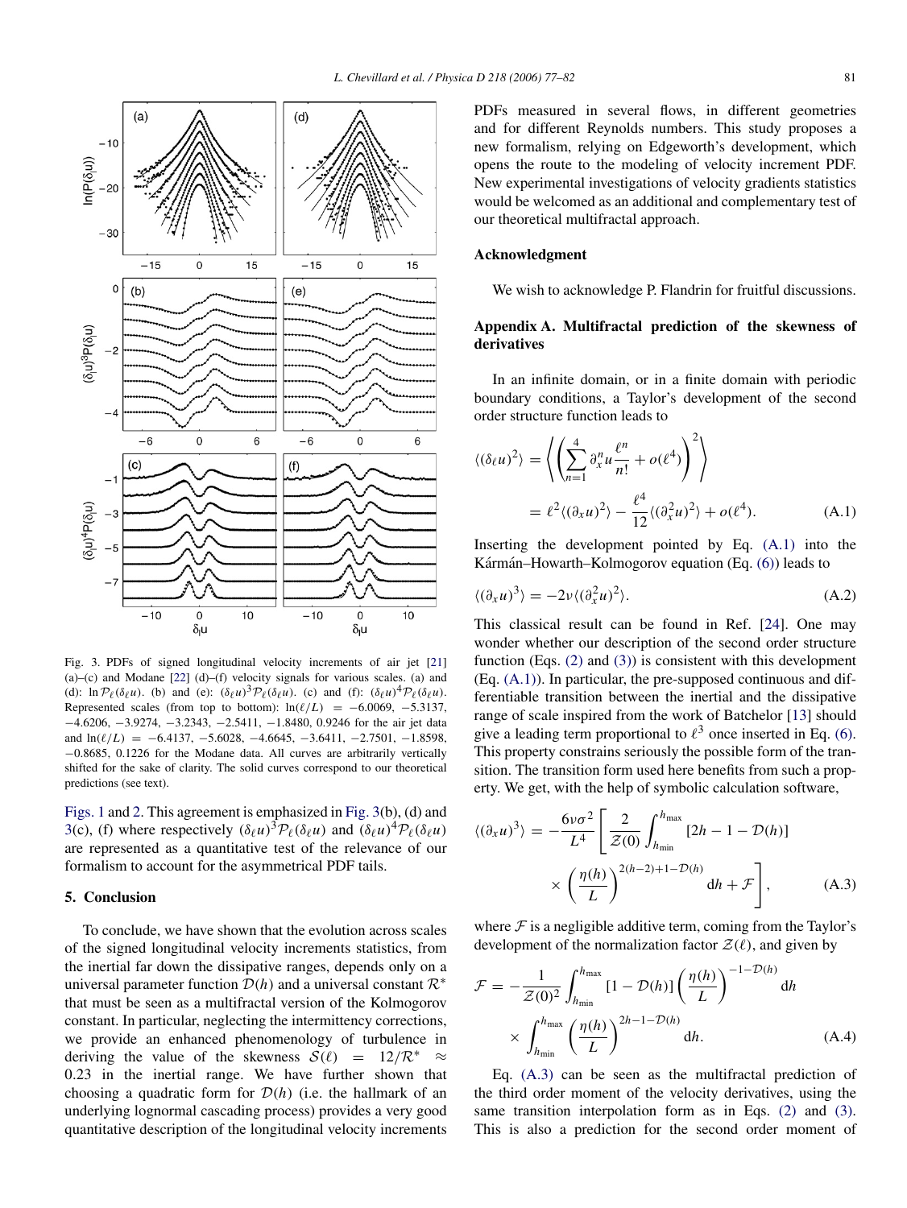Fig. 3. PDFs of signed longitudinal velocity increments of air jet [21] (a)–(c) and Modane [22] (d)–(f) velocity signals for various scales. (a) and (d): $\ln \mathcal{P}_\ell(\delta_\ell u)$. (b) and (e): $(\delta_\ell u)^3 \mathcal{P}_\ell(\delta_\ell u)$. (c) and (f): $(\delta_\ell u)^4 \mathcal{P}_\ell(\delta_\ell u)$. Represented scales (from top to bottom): $\ln(\ell/L) = -6.0069$, $-5.3137$, $-4.6206$, $-3.9274$, $-3.2343$, $-2.5411$, $-1.8480$, 0.9246 for the air jet data and $\ln(\ell/L) = -6.4137$, $-5.6028$, $-4.6645$, $-3.6411$, $-2.7501$, $-1.8598$, $-0.8685$, 0.1226 for the Modane data. All curves are arbitrarily vertically shifted for the sake of clarity. The solid curves correspond to our theoretical predictions (see text).

Figs. 1 and 2. This agreement is emphasized in Fig. 3(b), (d) and 3(c), (f) where respectively $(\delta_\ell u)^3 \mathcal{P}_\ell(\delta_\ell u)$ and $(\delta_\ell u)^4 \mathcal{P}_\ell(\delta_\ell u)$ are represented as a quantitative test of the relevance of our formalism to account for the asymmetrical PDF tails.

## 5. Conclusion

To conclude, we have shown that the evolution across scales of the signed longitudinal velocity increments statistics, from the inertial far down the dissipative ranges, depends only on a universal parameter function $\mathcal{D}(h)$ and a universal constant $\mathcal{R}^*$ that must be seen as a multifractal version of the Kolmogorov constant. In particular, neglecting the intermittency corrections, we provide an enhanced phenomenology of turbulence in deriving the value of the skewness $\mathcal{S}(\ell) = 12/\mathcal{R}^* \approx 0.23$ in the inertial range. We have further shown that choosing a quadratic form for $\mathcal{D}(h)$ (i.e. the hallmark of an underlying lognormal cascading process) provides a very good quantitative description of the longitudinal velocity increments PDFs measured in several flows, in different geometries and for different Reynolds numbers. This study proposes a new formalism, relying on Edgeworth's development, which opens the route to the modeling of velocity increment PDF. New experimental investigations of velocity gradients statistics would be welcomed as an additional and complementary test of our theoretical multifractal approach.

## Acknowledgment

We wish to acknowledge P. Flandrin for fruitful discussions.

## Appendix A. Multifractal prediction of the skewness of derivatives

In an infinite domain, or in a finite domain with periodic boundary conditions, a Taylor's development of the second order structure function leads to

$$\langle (\delta_\ell u)^2 \rangle = \left\langle \left( \sum_{n=1}^{4} \partial_x^n u \frac{\ell^n}{n!} + o(\ell^4) \right)^2 \right\rangle$$
$$= \ell^2 \langle (\partial_x u)^2 \rangle - \frac{\ell^4}{12} \langle (\partial_x^2 u)^2 \rangle + o(\ell^4). \quad \text{(A.1)}$$

Inserting the development pointed by Eq. (A.1) into the Kármán–Howarth–Kolmogorov equation (Eq. (6)) leads to

$$\langle (\partial_x u)^3 \rangle = -2\nu \langle (\partial_x^2 u)^2 \rangle. \quad \text{(A.2)}$$

This classical result can be found in Ref. [24]. One may wonder whether our description of the second order structure function (Eqs. (2) and (3)) is consistent with this development (Eq. (A.1)). In particular, the pre-supposed continuous and differentiable transition between the inertial and the dissipative range of scale inspired from the work of Batchelor [13] should give a leading term proportional to $\ell^3$ once inserted in Eq. (6). This property constrains seriously the possible form of the transition. The transition form used here benefits from such a property. We get, with the help of symbolic calculation software,

$$\langle (\partial_x u)^3 \rangle = -\frac{6\nu\sigma^2}{L^4} \left[ \frac{2}{\mathcal{Z}(0)} \int_{h_{\min}}^{h_{\max}} [2h - 1 - \mathcal{D}(h)] \times \left( \frac{\eta(h)}{L} \right)^{2(h-2)+1-\mathcal{D}(h)} \mathrm{d}h + \mathcal{F} \right], \quad \text{(A.3)}$$

where $\mathcal{F}$ is a negligible additive term, coming from the Taylor's development of the normalization factor $\mathcal{Z}(\ell)$, and given by

$$\mathcal{F} = -\frac{1}{\mathcal{Z}(0)^2} \int_{h_{\min}}^{h_{\max}} [1 - \mathcal{D}(h)] \left( \frac{\eta(h)}{L} \right)^{-1-\mathcal{D}(h)} \mathrm{d}h \times \int_{h_{\min}}^{h_{\max}} \left( \frac{\eta(h)}{L} \right)^{2h-1-\mathcal{D}(h)} \mathrm{d}h. \quad \text{(A.4)}$$

Eq. (A.3) can be seen as the multifractal prediction of the third order moment of the velocity derivatives, using the same transition interpolation form as in Eqs. (2) and (3). This is also a prediction for the second order moment of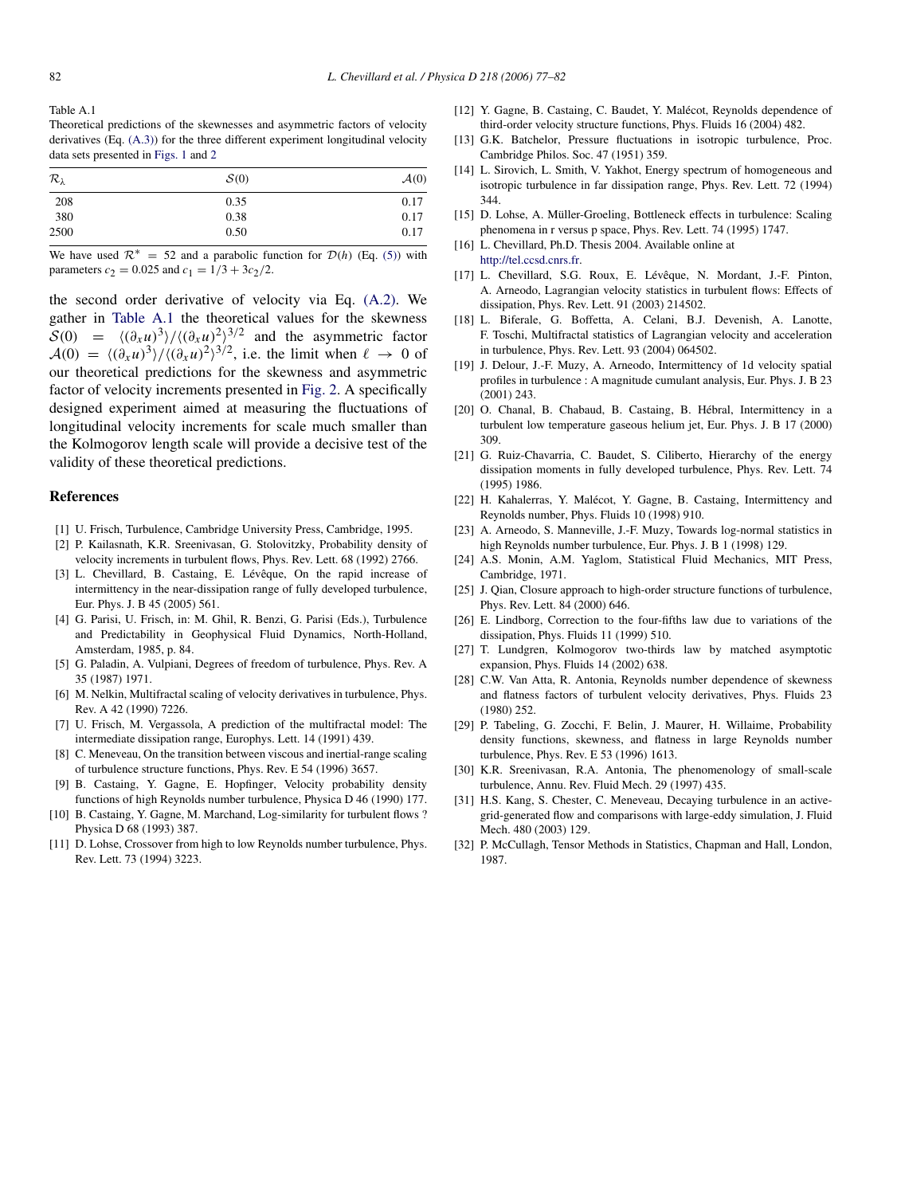Table A.1
Theoretical predictions of the skewnesses and asymmetric factors of velocity derivatives (Eq. (A.3)) for the three different experiment longitudinal velocity data sets presented in Figs. 1 and 2

| $\mathcal{R}_\lambda$ | $\mathcal{S}(0)$ | $\mathcal{A}(0)$ |
|---|---|---|
| 208 | 0.35 | 0.17 |
| 380 | 0.38 | 0.17 |
| 2500 | 0.50 | 0.17 |

We have used $\mathcal{R}^* = 52$ and a parabolic function for $\mathcal{D}(h)$ (Eq. (5)) with parameters $c_2 = 0.025$ and $c_1 = 1/3 + 3c_2/2$.

the second order derivative of velocity via Eq. (A.2). We gather in Table A.1 the theoretical values for the skewness $\mathcal{S}(0) = \langle(\partial_x u)^3\rangle/\langle(\partial_x u)^2\rangle^{3/2}$ and the asymmetric factor $\mathcal{A}(0) = \langle(\partial_x u)^3\rangle/\langle(\partial_x u)^2\rangle^{3/2}$, i.e. the limit when $\ell \to 0$ of our theoretical predictions for the skewness and asymmetric factor of velocity increments presented in Fig. 2. A specifically designed experiment aimed at measuring the fluctuations of longitudinal velocity increments for scale much smaller than the Kolmogorov length scale will provide a decisive test of the validity of these theoretical predictions.

## References

[1] U. Frisch, Turbulence, Cambridge University Press, Cambridge, 1995.

[2] P. Kailasnath, K.R. Sreenivasan, G. Stolovitzky, Probability density of velocity increments in turbulent flows, Phys. Rev. Lett. 68 (1992) 2766.

[3] L. Chevillard, B. Castaing, E. Lévêque, On the rapid increase of intermittency in the near-dissipation range of fully developed turbulence, Eur. Phys. J. B 45 (2005) 561.

[4] G. Parisi, U. Frisch, in: M. Ghil, R. Benzi, G. Parisi (Eds.), Turbulence and Predictability in Geophysical Fluid Dynamics, North-Holland, Amsterdam, 1985, p. 84.

[5] G. Paladin, A. Vulpiani, Degrees of freedom of turbulence, Phys. Rev. A 35 (1987) 1971.

[6] M. Nelkin, Multifractal scaling of velocity derivatives in turbulence, Phys. Rev. A 42 (1990) 7226.

[7] U. Frisch, M. Vergassola, A prediction of the multifractal model: The intermediate dissipation range, Europhys. Lett. 14 (1991) 439.

[8] C. Meneveau, On the transition between viscous and inertial-range scaling of turbulence structure functions, Phys. Rev. E 54 (1996) 3657.

[9] B. Castaing, Y. Gagne, E. Hopfinger, Velocity probability density functions of high Reynolds number turbulence, Physica D 46 (1990) 177.

[10] B. Castaing, Y. Gagne, M. Marchand, Log-similarity for turbulent flows ? Physica D 68 (1993) 387.

[11] D. Lohse, Crossover from high to low Reynolds number turbulence, Phys. Rev. Lett. 73 (1994) 3223.

[12] Y. Gagne, B. Castaing, C. Baudet, Y. Malécot, Reynolds dependence of third-order velocity structure functions, Phys. Fluids 16 (2004) 482.

[13] G.K. Batchelor, Pressure fluctuations in isotropic turbulence, Proc. Cambridge Philos. Soc. 47 (1951) 359.

[14] L. Sirovich, L. Smith, V. Yakhot, Energy spectrum of homogeneous and isotropic turbulence in far dissipation range, Phys. Rev. Lett. 72 (1994) 344.

[15] D. Lohse, A. Müller-Groeling, Bottleneck effects in turbulence: Scaling phenomena in r versus p space, Phys. Rev. Lett. 74 (1995) 1747.

[16] L. Chevillard, Ph.D. Thesis 2004. Available online at http://tel.ccsd.cnrs.fr.

[17] L. Chevillard, S.G. Roux, E. Lévêque, N. Mordant, J.-F. Pinton, A. Arneodo, Lagrangian velocity statistics in turbulent flows: Effects of dissipation, Phys. Rev. Lett. 91 (2003) 214502.

[18] L. Biferale, G. Boffetta, A. Celani, B.J. Devenish, A. Lanotte, F. Toschi, Multifractal statistics of Lagrangian velocity and acceleration in turbulence, Phys. Rev. Lett. 93 (2004) 064502.

[19] J. Delour, J.-F. Muzy, A. Arneodo, Intermittency of 1d velocity spatial profiles in turbulence : A magnitude cumulant analysis, Eur. Phys. J. B 23 (2001) 243.

[20] O. Chanal, B. Chabaud, B. Castaing, B. Hébral, Intermittency in a turbulent low temperature gaseous helium jet, Eur. Phys. J. B 17 (2000) 309.

[21] G. Ruiz-Chavarria, C. Baudet, S. Ciliberto, Hierarchy of the energy dissipation moments in fully developed turbulence, Phys. Rev. Lett. 74 (1995) 1986.

[22] H. Kahalerras, Y. Malécot, Y. Gagne, B. Castaing, Intermittency and Reynolds number, Phys. Fluids 10 (1998) 910.

[23] A. Arneodo, S. Manneville, J.-F. Muzy, Towards log-normal statistics in high Reynolds number turbulence, Eur. Phys. J. B 1 (1998) 129.

[24] A.S. Monin, A.M. Yaglom, Statistical Fluid Mechanics, MIT Press, Cambridge, 1971.

[25] J. Qian, Closure approach to high-order structure functions of turbulence, Phys. Rev. Lett. 84 (2000) 646.

[26] E. Lindborg, Correction to the four-fifths law due to variations of the dissipation, Phys. Fluids 11 (1999) 510.

[27] T. Lundgren, Kolmogorov two-thirds law by matched asymptotic expansion, Phys. Fluids 14 (2002) 638.

[28] C.W. Van Atta, R. Antonia, Reynolds number dependence of skewness and flatness factors of turbulent velocity derivatives, Phys. Fluids 23 (1980) 252.

[29] P. Tabeling, G. Zocchi, F. Belin, J. Maurer, H. Willaime, Probability density functions, skewness, and flatness in large Reynolds number turbulence, Phys. Rev. E 53 (1996) 1613.

[30] K.R. Sreenivasan, R.A. Antonia, The phenomenology of small-scale turbulence, Annu. Rev. Fluid Mech. 29 (1997) 435.

[31] H.S. Kang, S. Chester, C. Meneveau, Decaying turbulence in an active-grid-generated flow and comparisons with large-eddy simulation, J. Fluid Mech. 480 (2003) 129.

[32] P. McCullagh, Tensor Methods in Statistics, Chapman and Hall, London, 1987.